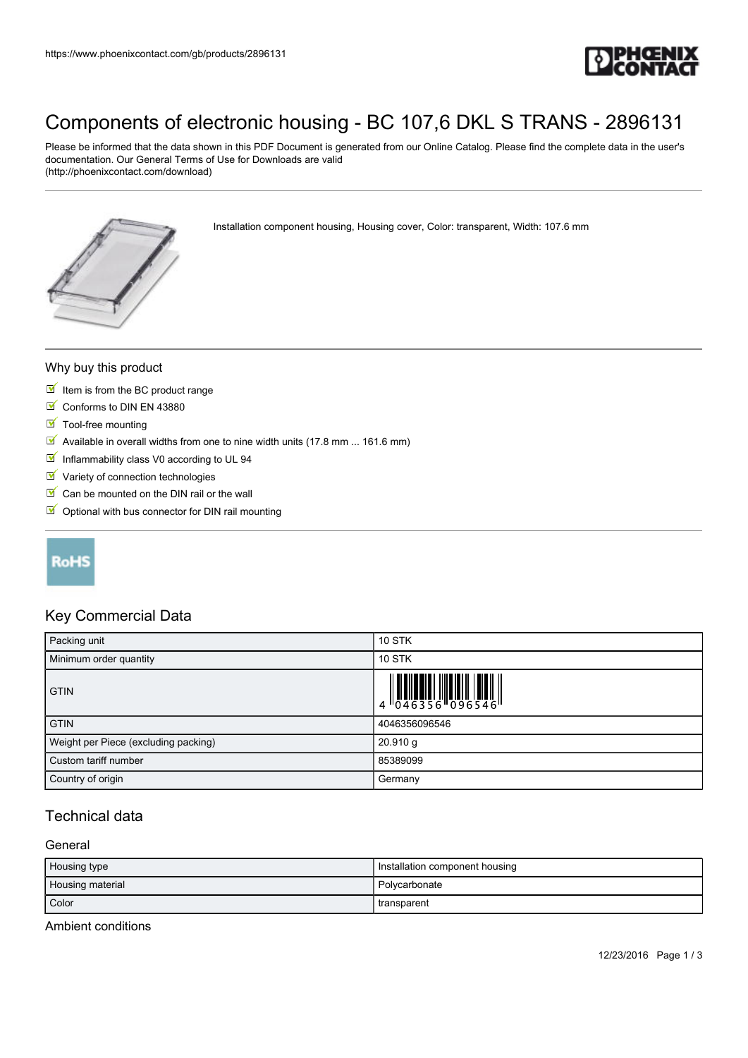# Components of electronic housing - BC 107,6 DKL S TRANS - 2896131

Please be informed that the data shown in this PDF Document is generated from our Online Catalog. Please find the complete data in the user's documentation. Our General Terms of Use for Downloads are valid (http://phoenixcontact.com/download)

Installation component housing, Housing cover, Color: transparent, Width: 107.6 mm

## Why buy this product

- Item is from the BC product range
- Conforms to DIN EN 43880
- Tool-free mounting
- Available in overall widths from one to nine width units (17.8 mm ... 161.6 mm)
- Inflammability class V0 according to UL 94
- Variety of connection technologies
- Can be mounted on the DIN rail or the wall
- Optional with bus connector for DIN rail mounting

RoHS

## Key Commercial Data

| Packing unit | 10 STK |
| --- | --- |
| Minimum order quantity | 10 STK |
| GTIN | 4 046356 096546 |
| GTIN | 4046356096546 |
| Weight per Piece (excluding packing) | 20.910 g |
| Custom tariff number | 85389099 |
| Country of origin | Germany |

## Technical data

### General

| Housing type | Installation component housing |
| --- | --- |
| Housing material | Polycarbonate |
| Color | transparent |

### Ambient conditions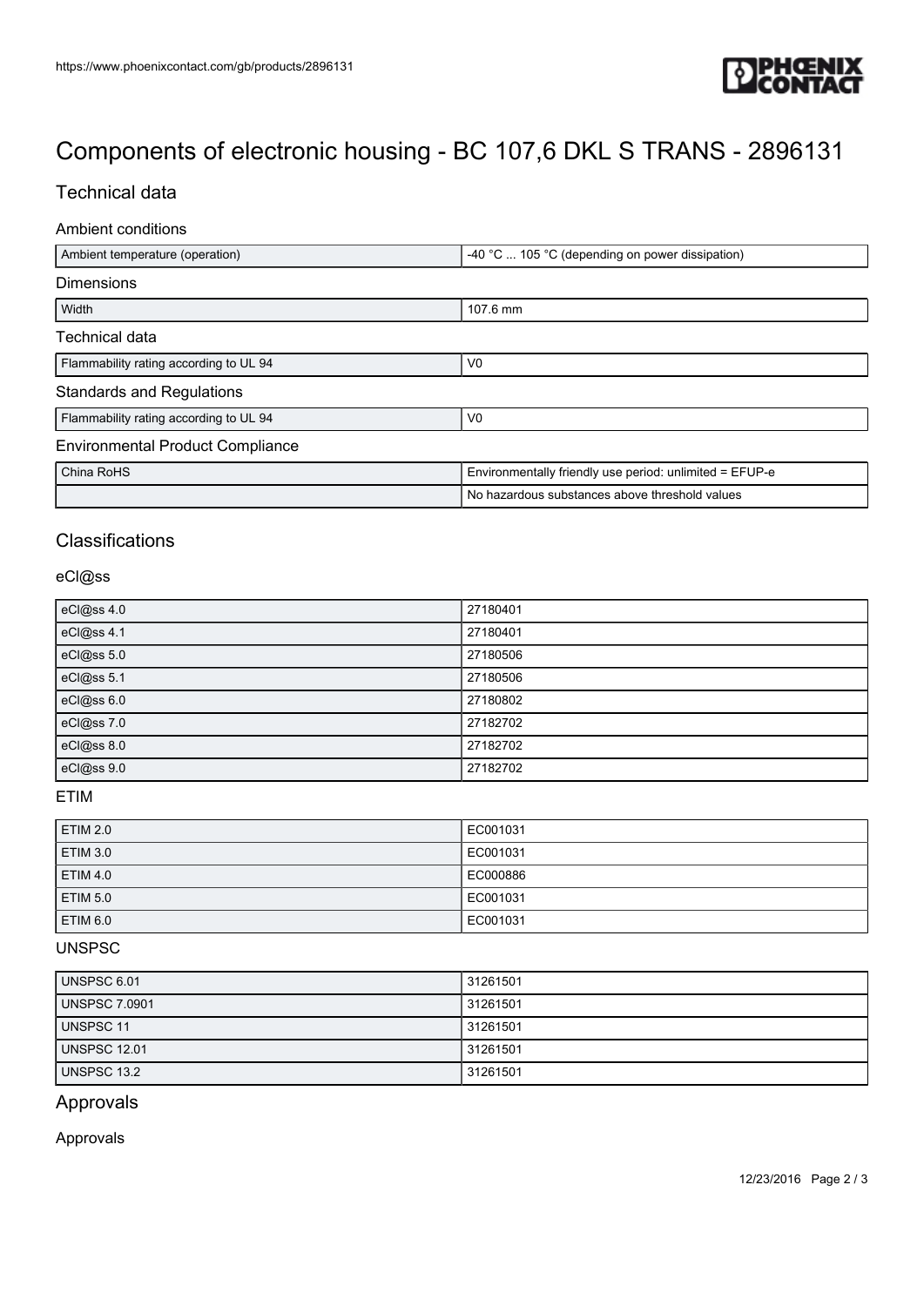# Components of electronic housing - BC 107,6 DKL S TRANS - 2896131

## Technical data

### Ambient conditions

| | |
|---|---|
| Ambient temperature (operation) | -40 °C ... 105 °C (depending on power dissipation) |

### Dimensions

| | |
|---|---|
| Width | 107.6 mm |

### Technical data

| | |
|---|---|
| Flammability rating according to UL 94 | V0 |

### Standards and Regulations

| | |
|---|---|
| Flammability rating according to UL 94 | V0 |

### Environmental Product Compliance

| | |
|---|---|
| China RoHS | Environmentally friendly use period: unlimited = EFUP-e |
| | No hazardous substances above threshold values |

## Classifications

### eCl@ss

| | |
|---|---|
| eCl@ss 4.0 | 27180401 |
| eCl@ss 4.1 | 27180401 |
| eCl@ss 5.0 | 27180506 |
| eCl@ss 5.1 | 27180506 |
| eCl@ss 6.0 | 27180802 |
| eCl@ss 7.0 | 27182702 |
| eCl@ss 8.0 | 27182702 |
| eCl@ss 9.0 | 27182702 |

### ETIM

| | |
|---|---|
| ETIM 2.0 | EC001031 |
| ETIM 3.0 | EC001031 |
| ETIM 4.0 | EC000886 |
| ETIM 5.0 | EC001031 |
| ETIM 6.0 | EC001031 |

### UNSPSC

| | |
|---|---|
| UNSPSC 6.01 | 31261501 |
| UNSPSC 7.0901 | 31261501 |
| UNSPSC 11 | 31261501 |
| UNSPSC 12.01 | 31261501 |
| UNSPSC 13.2 | 31261501 |

## Approvals

Approvals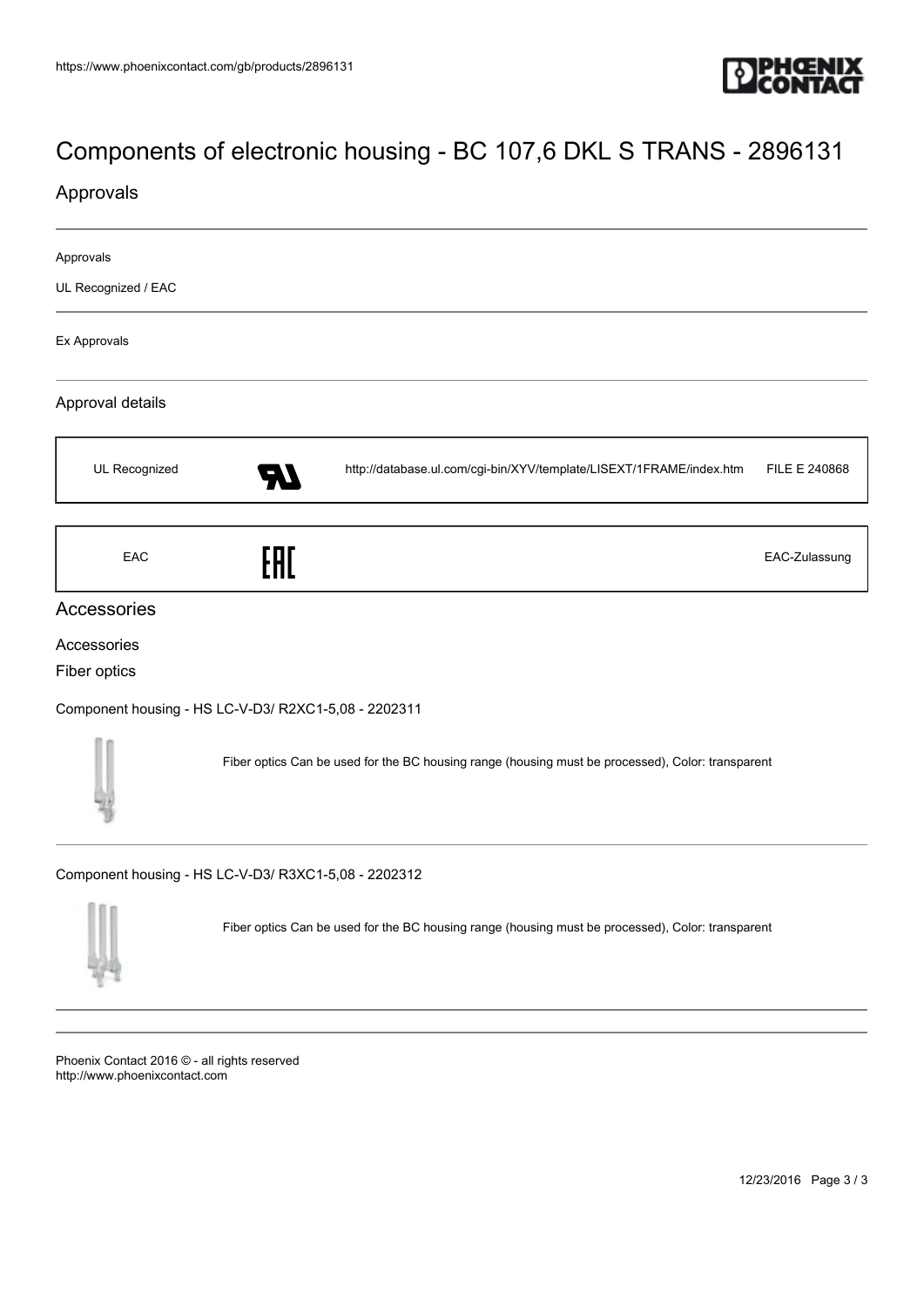# Components of electronic housing - BC 107,6 DKL S TRANS - 2896131

## Approvals

Approvals

UL Recognized / EAC

Ex Approvals

### Approval details

| | | | |
|---|---|---|---|
| UL Recognized | | http://database.ul.com/cgi-bin/XYV/template/LISEXT/1FRAME/index.htm | FILE E 240868 |

| | | | |
|---|---|---|---|
| EAC | | | EAC-Zulassung |

## Accessories

Accessories

Fiber optics

Component housing - HS LC-V-D3/ R2XC1-5,08 - 2202311

Fiber optics Can be used for the BC housing range (housing must be processed), Color: transparent

Component housing - HS LC-V-D3/ R3XC1-5,08 - 2202312

Fiber optics Can be used for the BC housing range (housing must be processed), Color: transparent

Phoenix Contact 2016 © - all rights reserved
http://www.phoenixcontact.com